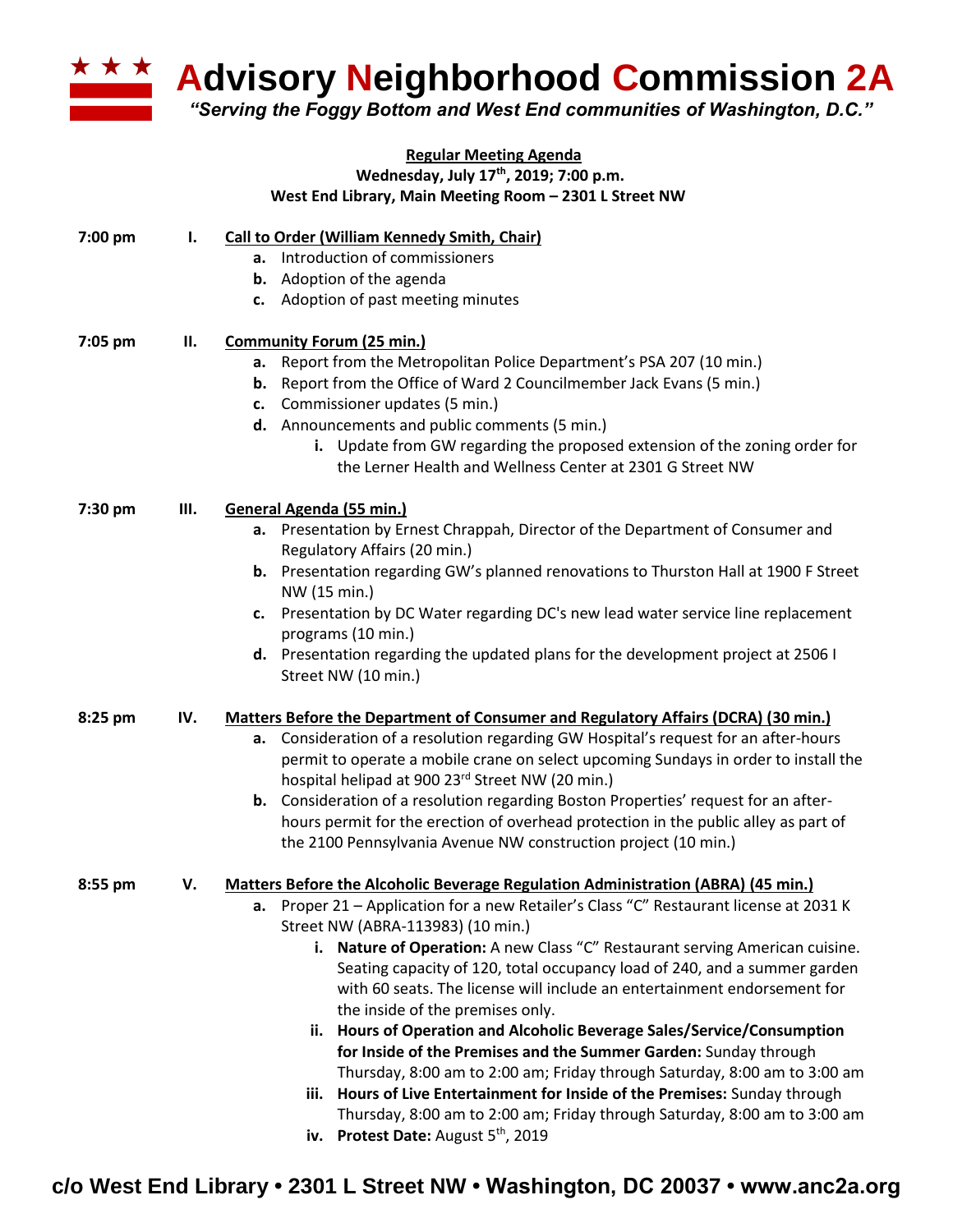# Advisory Neighborhood Commission 2A

*"Serving the Foggy Bottom and West End communities of Washington, D.C."*

**Regular Meeting Agenda**
**Wednesday, July 17th, 2019; 7:00 p.m.**
**West End Library, Main Meeting Room – 2301 L Street NW**

**7:00 pm — I. Call to Order (William Kennedy Smith, Chair)**

- **a.** Introduction of commissioners
- **b.** Adoption of the agenda
- **c.** Adoption of past meeting minutes

**7:05 pm — II. Community Forum (25 min.)**

- **a.** Report from the Metropolitan Police Department's PSA 207 (10 min.)
- **b.** Report from the Office of Ward 2 Councilmember Jack Evans (5 min.)
- **c.** Commissioner updates (5 min.)
- **d.** Announcements and public comments (5 min.)
  - **i.** Update from GW regarding the proposed extension of the zoning order for the Lerner Health and Wellness Center at 2301 G Street NW

**7:30 pm — III. General Agenda (55 min.)**

- **a.** Presentation by Ernest Chrappah, Director of the Department of Consumer and Regulatory Affairs (20 min.)
- **b.** Presentation regarding GW's planned renovations to Thurston Hall at 1900 F Street NW (15 min.)
- **c.** Presentation by DC Water regarding DC's new lead water service line replacement programs (10 min.)
- **d.** Presentation regarding the updated plans for the development project at 2506 I Street NW (10 min.)

**8:25 pm — IV. Matters Before the Department of Consumer and Regulatory Affairs (DCRA) (30 min.)**

- **a.** Consideration of a resolution regarding GW Hospital's request for an after-hours permit to operate a mobile crane on select upcoming Sundays in order to install the hospital helipad at 900 23rd Street NW (20 min.)
- **b.** Consideration of a resolution regarding Boston Properties' request for an after-hours permit for the erection of overhead protection in the public alley as part of the 2100 Pennsylvania Avenue NW construction project (10 min.)

**8:55 pm — V. Matters Before the Alcoholic Beverage Regulation Administration (ABRA) (45 min.)**

- **a.** Proper 21 – Application for a new Retailer's Class "C" Restaurant license at 2031 K Street NW (ABRA-113983) (10 min.)
  - **i. Nature of Operation:** A new Class "C" Restaurant serving American cuisine. Seating capacity of 120, total occupancy load of 240, and a summer garden with 60 seats. The license will include an entertainment endorsement for the inside of the premises only.
  - **ii. Hours of Operation and Alcoholic Beverage Sales/Service/Consumption for Inside of the Premises and the Summer Garden:** Sunday through Thursday, 8:00 am to 2:00 am; Friday through Saturday, 8:00 am to 3:00 am
  - **iii. Hours of Live Entertainment for Inside of the Premises:** Sunday through Thursday, 8:00 am to 2:00 am; Friday through Saturday, 8:00 am to 3:00 am
  - **iv. Protest Date:** August 5th, 2019

**c/o West End Library • 2301 L Street NW • Washington, DC 20037 • www.anc2a.org**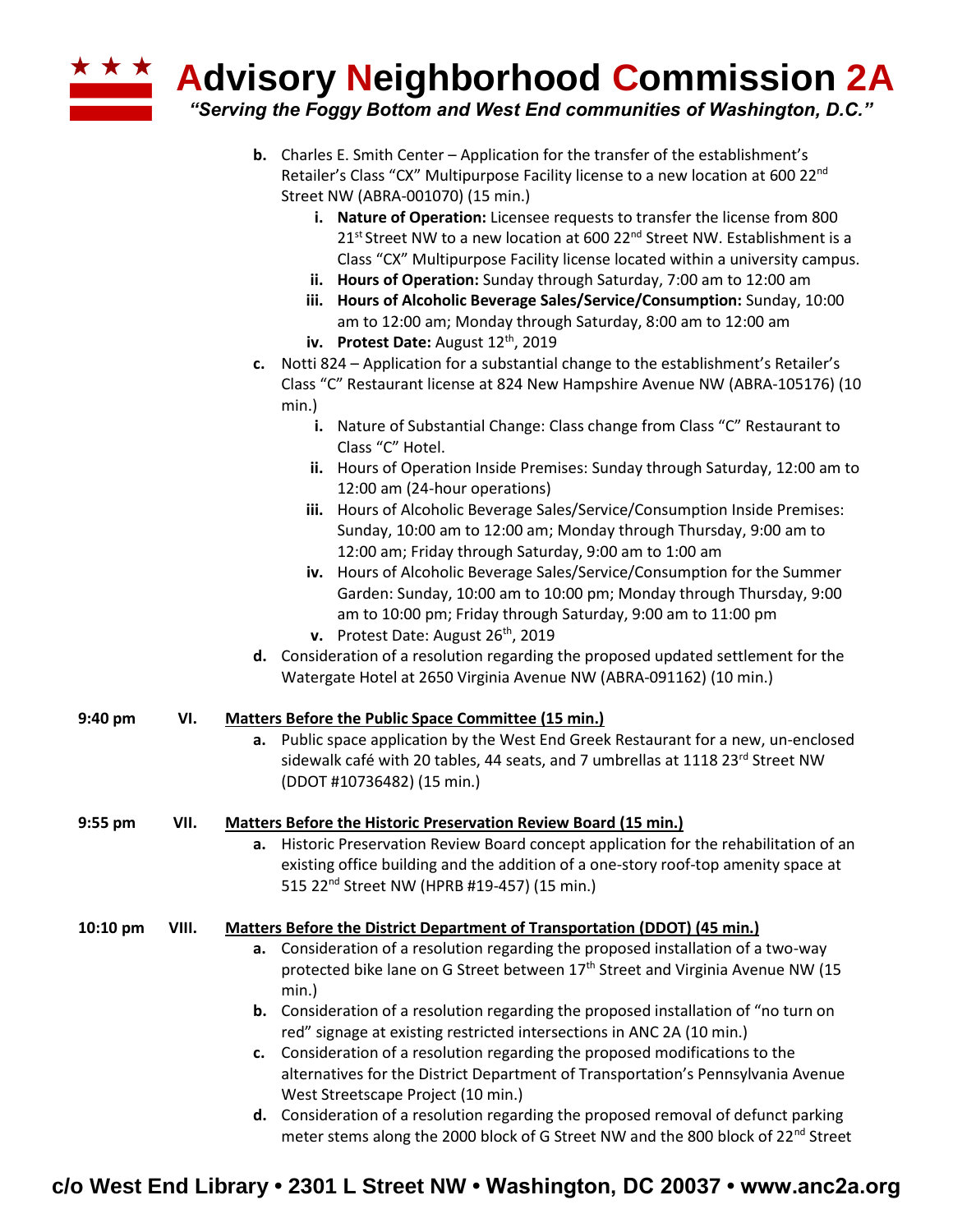b. Charles E. Smith Center – Application for the transfer of the establishment's Retailer's Class "CX" Multipurpose Facility license to a new location at 600 22nd Street NW (ABRA-001070) (15 min.)
    i. **Nature of Operation:** Licensee requests to transfer the license from 800 21st Street NW to a new location at 600 22nd Street NW. Establishment is a Class "CX" Multipurpose Facility license located within a university campus.
    ii. **Hours of Operation:** Sunday through Saturday, 7:00 am to 12:00 am
    iii. **Hours of Alcoholic Beverage Sales/Service/Consumption:** Sunday, 10:00 am to 12:00 am; Monday through Saturday, 8:00 am to 12:00 am
    iv. **Protest Date:** August 12th, 2019

c. Notti 824 – Application for a substantial change to the establishment's Retailer's Class "C" Restaurant license at 824 New Hampshire Avenue NW (ABRA-105176) (10 min.)
    i. Nature of Substantial Change: Class change from Class "C" Restaurant to Class "C" Hotel.
    ii. Hours of Operation Inside Premises: Sunday through Saturday, 12:00 am to 12:00 am (24-hour operations)
    iii. Hours of Alcoholic Beverage Sales/Service/Consumption Inside Premises: Sunday, 10:00 am to 12:00 am; Monday through Thursday, 9:00 am to 12:00 am; Friday through Saturday, 9:00 am to 1:00 am
    iv. Hours of Alcoholic Beverage Sales/Service/Consumption for the Summer Garden: Sunday, 10:00 am to 10:00 pm; Monday through Thursday, 9:00 am to 10:00 pm; Friday through Saturday, 9:00 am to 11:00 pm
    v. Protest Date: August 26th, 2019

d. Consideration of a resolution regarding the proposed updated settlement for the Watergate Hotel at 2650 Virginia Avenue NW (ABRA-091162) (10 min.)

**9:40 pm VI. Matters Before the Public Space Committee (15 min.)**

a. Public space application by the West End Greek Restaurant for a new, un-enclosed sidewalk café with 20 tables, 44 seats, and 7 umbrellas at 1118 23rd Street NW (DDOT #10736482) (15 min.)

**9:55 pm VII. Matters Before the Historic Preservation Review Board (15 min.)**

a. Historic Preservation Review Board concept application for the rehabilitation of an existing office building and the addition of a one-story roof-top amenity space at 515 22nd Street NW (HPRB #19-457) (15 min.)

**10:10 pm VIII. Matters Before the District Department of Transportation (DDOT) (45 min.)**

a. Consideration of a resolution regarding the proposed installation of a two-way protected bike lane on G Street between 17th Street and Virginia Avenue NW (15 min.)

b. Consideration of a resolution regarding the proposed installation of "no turn on red" signage at existing restricted intersections in ANC 2A (10 min.)

c. Consideration of a resolution regarding the proposed modifications to the alternatives for the District Department of Transportation's Pennsylvania Avenue West Streetscape Project (10 min.)

d. Consideration of a resolution regarding the proposed removal of defunct parking meter stems along the 2000 block of G Street NW and the 800 block of 22nd Street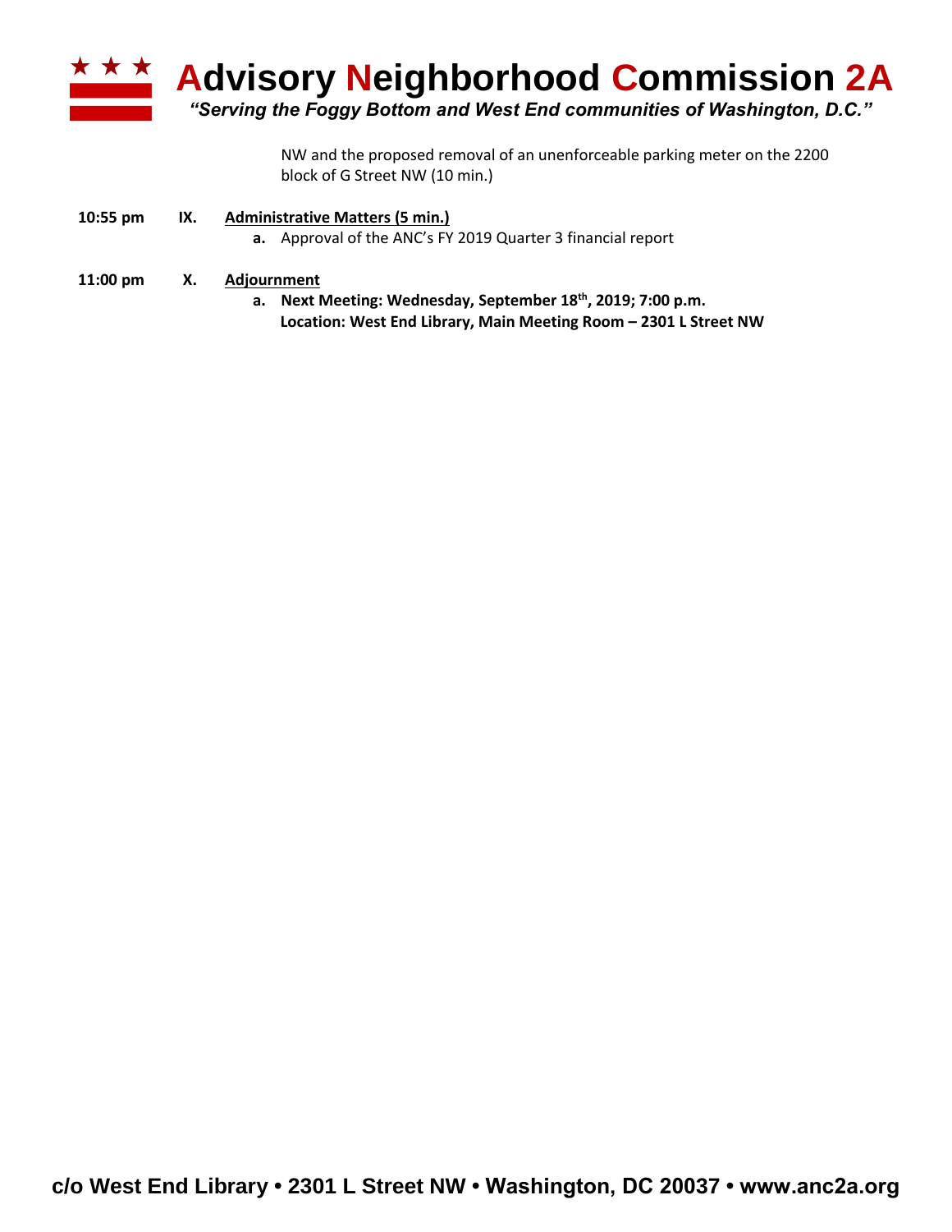NW and the proposed removal of an unenforceable parking meter on the 2200 block of G Street NW (10 min.)

**10:55 pm** **IX.** <u>**Administrative Matters (5 min.)**</u>

- **a.** Approval of the ANC's FY 2019 Quarter 3 financial report

**11:00 pm** **X.** <u>**Adjournment**</u>

- **a.** **Next Meeting: Wednesday, September 18th, 2019; 7:00 p.m.**
  **Location: West End Library, Main Meeting Room – 2301 L Street NW**